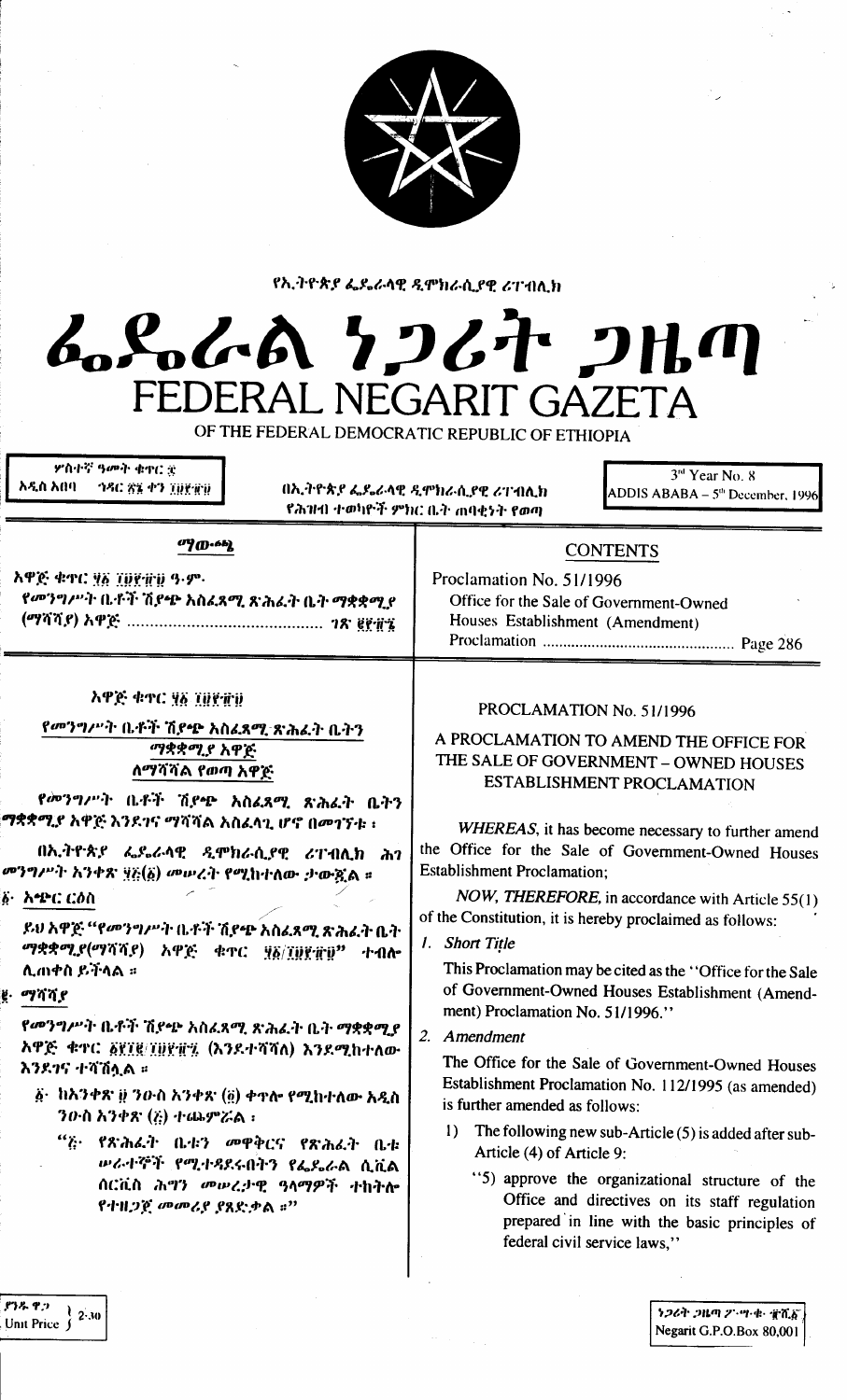የኢትዮጵያ ፌዴራላዊ ዲሞክራሲያዊ ሪፐብሊክ

# ፌዴራል ነጋሪት ጋዜጣ
# FEDERAL NEGARIT GAZETA
OF THE FEDERAL DEMOCRATIC REPUBLIC OF ETHIOPIA

ሦስተኛ ዓመት ቁጥር ፰
አዲስ አበባ ኅዳር ፳፮ ቀን ፲፱፻፹፱

በኢትዮጵያ ፌዴራላዊ ዲሞክራሲያዊ ሪፐብሊክ
የሕዝብ ተወካዮች ምክር ቤት ጠባቂነት የወጣ

3rd Year No. 8
ADDIS ABABA – 5th December, 1996

## ማውጫ

አዋጅ ቁጥር ፶፩/፲፱፻፹፱ ዓ.ም.
የመንግሥት ቤቶች ሽያጭ አስፈጻሚ ጽሕፈት ቤት ማቋቋሚያ (ማሻሻያ) አዋጅ ........................................ ገጽ ፪፻፹፮

## CONTENTS

Proclamation No. 51/1996
Office for the Sale of Government-Owned Houses Establishment (Amendment) Proclamation ........................................ Page 286

### አዋጅ ቁጥር ፶፩/፲፱፻፹፱

### የመንግሥት ቤቶች ሽያጭ አስፈጻሚ ጽሕፈት ቤትን ማቋቋሚያ አዋጅ ለማሻሻል የወጣ አዋጅ

የመንግሥት ቤቶች ሽያጭ አስፈጻሚ ጽሕፈት ቤትን ማቋቋሚያ አዋጅ እንደገና ማሻሻል አስፈላጊ ሆኖ በመገኘቱ ፤

በኢትዮጵያ ፌዴራላዊ ዲሞክራሲያዊ ሪፐብሊክ ሕገ መንግሥት አንቀጽ ፶፭(፩) መሠረት የሚከተለው ታውጇል ።

**፩· አጭር ርዕስ**

ይህ አዋጅ "የመንግሥት ቤቶች ሽያጭ አስፈጻሚ ጽሕፈት ቤት ማቋቋሚያ(ማሻሻያ) አዋጅ ቁጥር ፶፩/፲፱፻፹፱" ተብሎ ሊጠቀስ ይችላል ።

**፪· ማሻሻያ**

የመንግሥት ቤቶች ሽያጭ አስፈጻሚ ጽሕፈት ቤት ማቋቋሚያ አዋጅ ቁጥር ፩፻፲፪/፲፱፻፹፯ (እንደተሻሻለ) እንደገና እንደሚከተለው ተሻሽሏል ።

፩· ከአንቀጽ ፱ ንዑስ አንቀጽ (፬) ቀጥሎ የሚከተለው አዲስ ንዑስ አንቀጽ (፭) ተጨምሯል ፤

"፭· የጽሕፈት ቤቱን መዋቅርና የጽሕፈት ቤቱ ሠራተኞች የሚተዳደሩበትን የፌዴራል ሲቪል ሰርቪስ ሕግን መሠረታዊ ዓላማዎች ተከትሎ የተዘጋጀ መመሪያ ያጸድቃል ።"

### PROCLAMATION No. 51/1996

### A PROCLAMATION TO AMEND THE OFFICE FOR THE SALE OF GOVERNMENT – OWNED HOUSES ESTABLISHMENT PROCLAMATION

*WHEREAS*, it has become necessary to further amend the Office for the Sale of Government-Owned Houses Establishment Proclamation;

*NOW, THEREFORE*, in accordance with Article 55(1) of the Constitution, it is hereby proclaimed as follows:

*1. Short Title*

This Proclamation may be cited as the "Office for the Sale of Government-Owned Houses Establishment (Amendment) Proclamation No. 51/1996."

*2. Amendment*

The Office for the Sale of Government-Owned Houses Establishment Proclamation No. 112/1995 (as amended) is further amended as follows:

1) The following new sub-Article (5) is added after sub-Article (4) of Article 9:

"5) approve the organizational structure of the Office and directives on its staff regulation prepared in line with the basic principles of federal civil service laws,"

ያንዱ ዋጋ 2·30
Unit Price

ነጋሪት ጋዜጣ ፖ·ሣ·ቁ· ፹ሺ፩
Negarit G.P.O.Box 80,001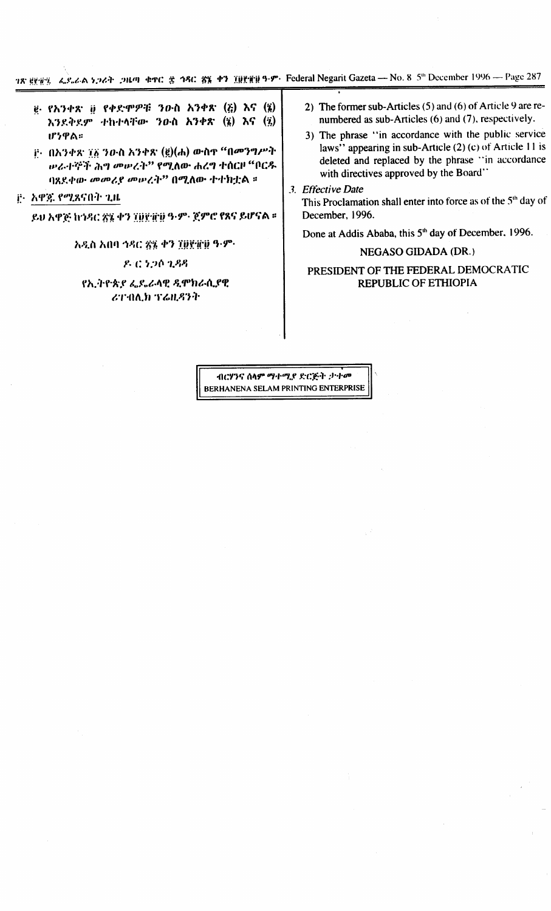፪· የአንቀጽ ፱ የቀድሞዎቹ ንዑስ አንቀጽ (፭) እና (፮) እንደቅደም ተከተላቸው ንዑስ አንቀጽ (፮) እና (፯) ሆነዋል።

፫· በአንቀጽ ፲፩ ንዑስ አንቀጽ (፪)(ሐ) ውስጥ "በመንግሥት ሠራተኞች ሕግ መሠረት" የሚለው ሐረግ ተሰርዞ "ቦርዱ ባጸደቀው መመሪያ መሠረት" በሚለው ተተክቷል ።

፫· አዋጁ የሚጸናበት ጊዜ

ይህ አዋጅ ከኅዳር ፳፮ ቀን ፲፱፻፹፱ ዓ·ም· ጀምሮ የጸና ይሆናል ።

አዲስ አበባ ኅዳር ፳፮ ቀን ፲፱፻፹፱ ዓ·ም·

ዶ· ር ነጋሶ ጊዳዳ

የኢትዮጵያ ፌዴራላዊ ዲሞክራሲያዊ ሪፐብሊክ ፕሬዚዳንት

2) The former sub-Articles (5) and (6) of Article 9 are renumbered as sub-Articles (6) and (7), respectively.

3) The phrase "in accordance with the public service laws" appearing in sub-Article (2) (c) of Article 11 is deleted and replaced by the phrase "in accordance with directives approved by the Board"

3. *Effective Date*

This Proclamation shall enter into force as of the 5th day of December, 1996.

Done at Addis Ababa, this 5th day of December, 1996.

NEGASO GIDADA (DR.)

PRESIDENT OF THE FEDERAL DEMOCRATIC REPUBLIC OF ETHIOPIA

ብርሃንና ሰላም ማተሚያ ድርጅት ታተመ
BERHANENA SELAM PRINTING ENTERPRISE